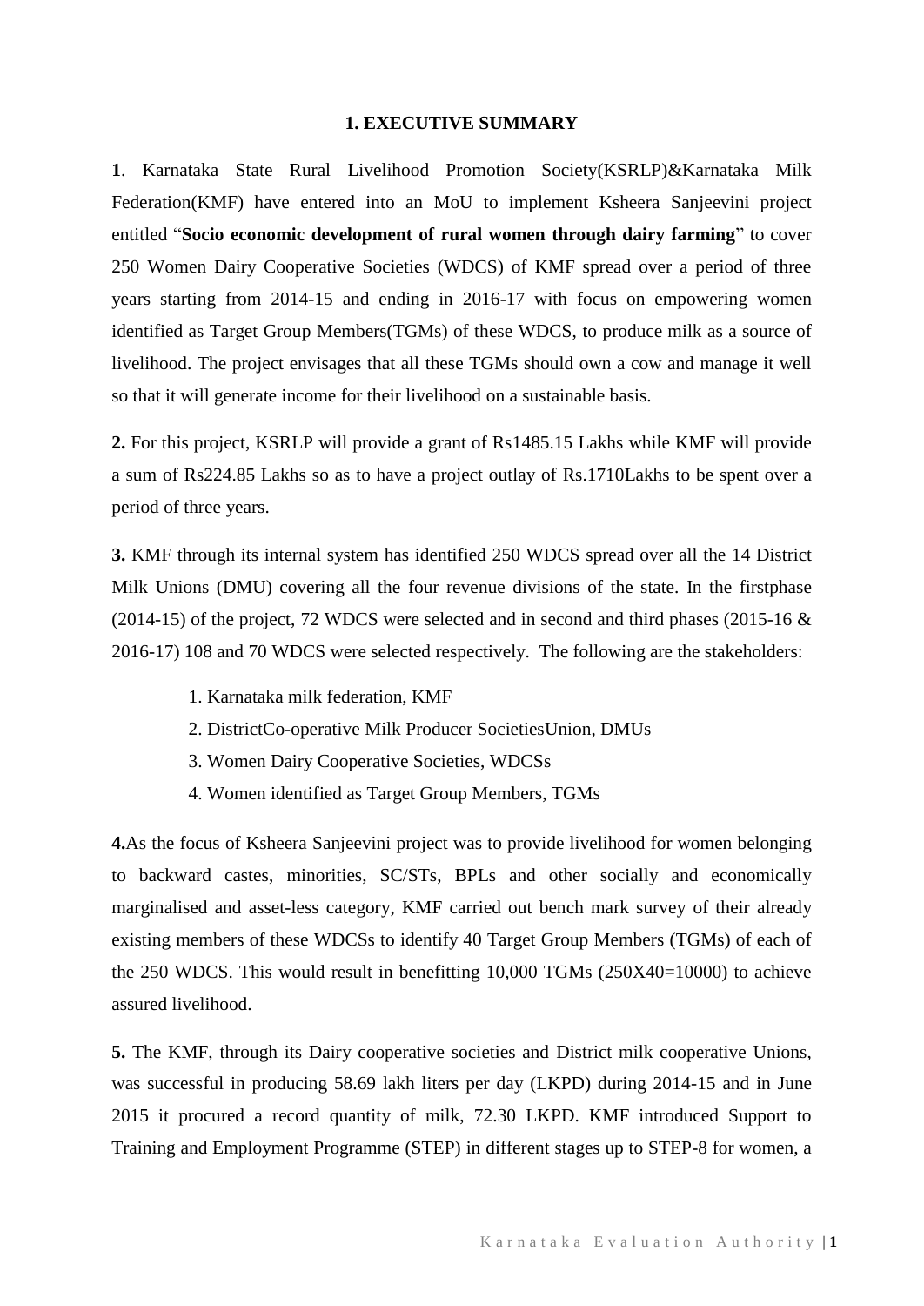# 1. EXECUTIVE SUMMARY

**1**. Karnataka State Rural Livelihood Promotion Society(KSRLP)&Karnataka Milk Federation(KMF) have entered into an MoU to implement Ksheera Sanjeevini project entitled "**Socio economic development of rural women through dairy farming**" to cover 250 Women Dairy Cooperative Societies (WDCS) of KMF spread over a period of three years starting from 2014-15 and ending in 2016-17 with focus on empowering women identified as Target Group Members(TGMs) of these WDCS, to produce milk as a source of livelihood. The project envisages that all these TGMs should own a cow and manage it well so that it will generate income for their livelihood on a sustainable basis.

**2.** For this project, KSRLP will provide a grant of Rs1485.15 Lakhs while KMF will provide a sum of Rs224.85 Lakhs so as to have a project outlay of Rs.1710Lakhs to be spent over a period of three years.

**3.** KMF through its internal system has identified 250 WDCS spread over all the 14 District Milk Unions (DMU) covering all the four revenue divisions of the state. In the firstphase (2014-15) of the project, 72 WDCS were selected and in second and third phases (2015-16 & 2016-17) 108 and 70 WDCS were selected respectively. The following are the stakeholders:

1. Karnataka milk federation, KMF
2. DistrictCo-operative Milk Producer SocietiesUnion, DMUs
3. Women Dairy Cooperative Societies, WDCSs
4. Women identified as Target Group Members, TGMs

**4.**As the focus of Ksheera Sanjeevini project was to provide livelihood for women belonging to backward castes, minorities, SC/STs, BPLs and other socially and economically marginalised and asset-less category, KMF carried out bench mark survey of their already existing members of these WDCSs to identify 40 Target Group Members (TGMs) of each of the 250 WDCS. This would result in benefitting 10,000 TGMs (250X40=10000) to achieve assured livelihood.

**5.** The KMF, through its Dairy cooperative societies and District milk cooperative Unions, was successful in producing 58.69 lakh liters per day (LKPD) during 2014-15 and in June 2015 it procured a record quantity of milk, 72.30 LKPD. KMF introduced Support to Training and Employment Programme (STEP) in different stages up to STEP-8 for women, a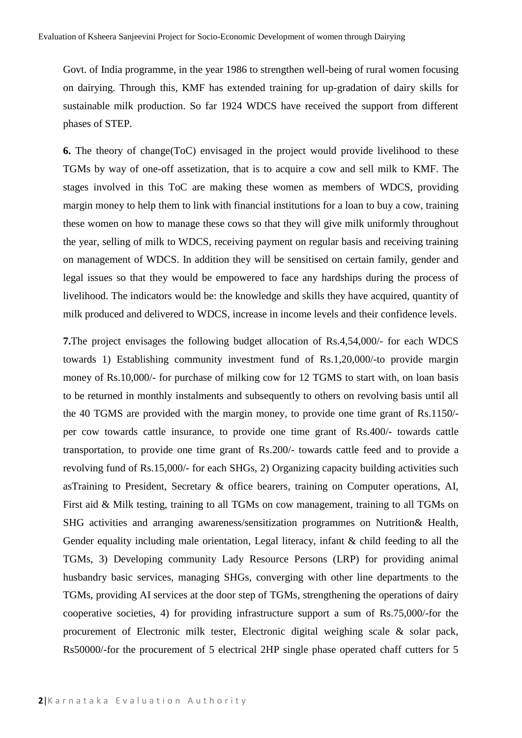Govt. of India programme, in the year 1986 to strengthen well-being of rural women focusing on dairying. Through this, KMF has extended training for up-gradation of dairy skills for sustainable milk production. So far 1924 WDCS have received the support from different phases of STEP.

**6.** The theory of change(ToC) envisaged in the project would provide livelihood to these TGMs by way of one-off assetization, that is to acquire a cow and sell milk to KMF. The stages involved in this ToC are making these women as members of WDCS, providing margin money to help them to link with financial institutions for a loan to buy a cow, training these women on how to manage these cows so that they will give milk uniformly throughout the year, selling of milk to WDCS, receiving payment on regular basis and receiving training on management of WDCS. In addition they will be sensitised on certain family, gender and legal issues so that they would be empowered to face any hardships during the process of livelihood. The indicators would be: the knowledge and skills they have acquired, quantity of milk produced and delivered to WDCS, increase in income levels and their confidence levels.

**7.**The project envisages the following budget allocation of Rs.4,54,000/- for each WDCS towards 1) Establishing community investment fund of Rs.1,20,000/-to provide margin money of Rs.10,000/- for purchase of milking cow for 12 TGMS to start with, on loan basis to be returned in monthly instalments and subsequently to others on revolving basis until all the 40 TGMS are provided with the margin money, to provide one time grant of Rs.1150/- per cow towards cattle insurance, to provide one time grant of Rs.400/- towards cattle transportation, to provide one time grant of Rs.200/- towards cattle feed and to provide a revolving fund of Rs.15,000/- for each SHGs, 2) Organizing capacity building activities such asTraining to President, Secretary & office bearers, training on Computer operations, AI, First aid & Milk testing, training to all TGMs on cow management, training to all TGMs on SHG activities and arranging awareness/sensitization programmes on Nutrition& Health, Gender equality including male orientation, Legal literacy, infant & child feeding to all the TGMs, 3) Developing community Lady Resource Persons (LRP) for providing animal husbandry basic services, managing SHGs, converging with other line departments to the TGMs, providing AI services at the door step of TGMs, strengthening the operations of dairy cooperative societies, 4) for providing infrastructure support a sum of Rs.75,000/-for the procurement of Electronic milk tester, Electronic digital weighing scale & solar pack, Rs50000/-for the procurement of 5 electrical 2HP single phase operated chaff cutters for 5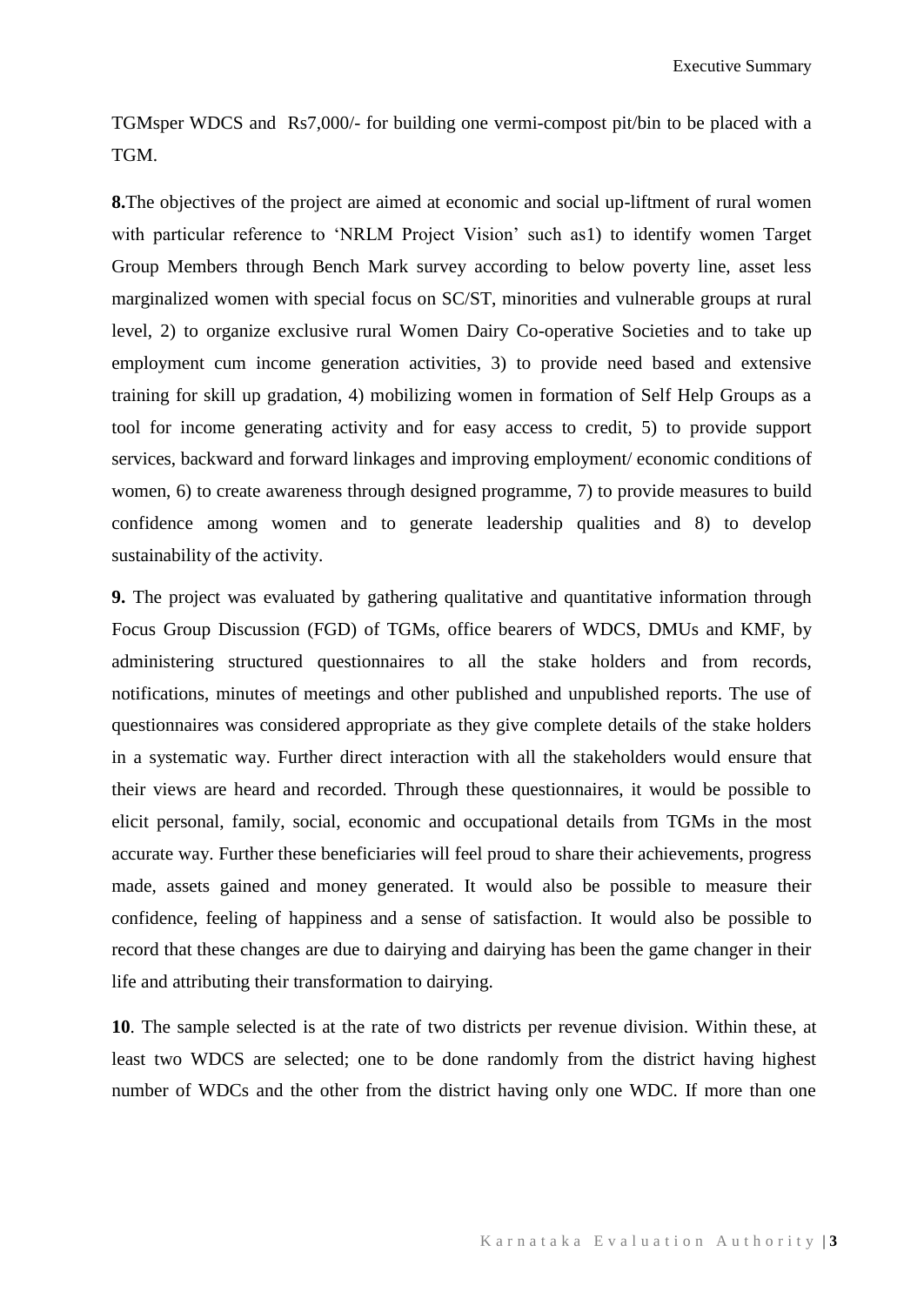TGMsper WDCS and Rs7,000/- for building one vermi-compost pit/bin to be placed with a TGM.

**8.**The objectives of the project are aimed at economic and social up-liftment of rural women with particular reference to 'NRLM Project Vision' such as1) to identify women Target Group Members through Bench Mark survey according to below poverty line, asset less marginalized women with special focus on SC/ST, minorities and vulnerable groups at rural level, 2) to organize exclusive rural Women Dairy Co-operative Societies and to take up employment cum income generation activities, 3) to provide need based and extensive training for skill up gradation, 4) mobilizing women in formation of Self Help Groups as a tool for income generating activity and for easy access to credit, 5) to provide support services, backward and forward linkages and improving employment/ economic conditions of women, 6) to create awareness through designed programme, 7) to provide measures to build confidence among women and to generate leadership qualities and 8) to develop sustainability of the activity.

**9.** The project was evaluated by gathering qualitative and quantitative information through Focus Group Discussion (FGD) of TGMs, office bearers of WDCS, DMUs and KMF, by administering structured questionnaires to all the stake holders and from records, notifications, minutes of meetings and other published and unpublished reports. The use of questionnaires was considered appropriate as they give complete details of the stake holders in a systematic way. Further direct interaction with all the stakeholders would ensure that their views are heard and recorded. Through these questionnaires, it would be possible to elicit personal, family, social, economic and occupational details from TGMs in the most accurate way. Further these beneficiaries will feel proud to share their achievements, progress made, assets gained and money generated. It would also be possible to measure their confidence, feeling of happiness and a sense of satisfaction. It would also be possible to record that these changes are due to dairying and dairying has been the game changer in their life and attributing their transformation to dairying.

**10**. The sample selected is at the rate of two districts per revenue division. Within these, at least two WDCS are selected; one to be done randomly from the district having highest number of WDCs and the other from the district having only one WDC. If more than one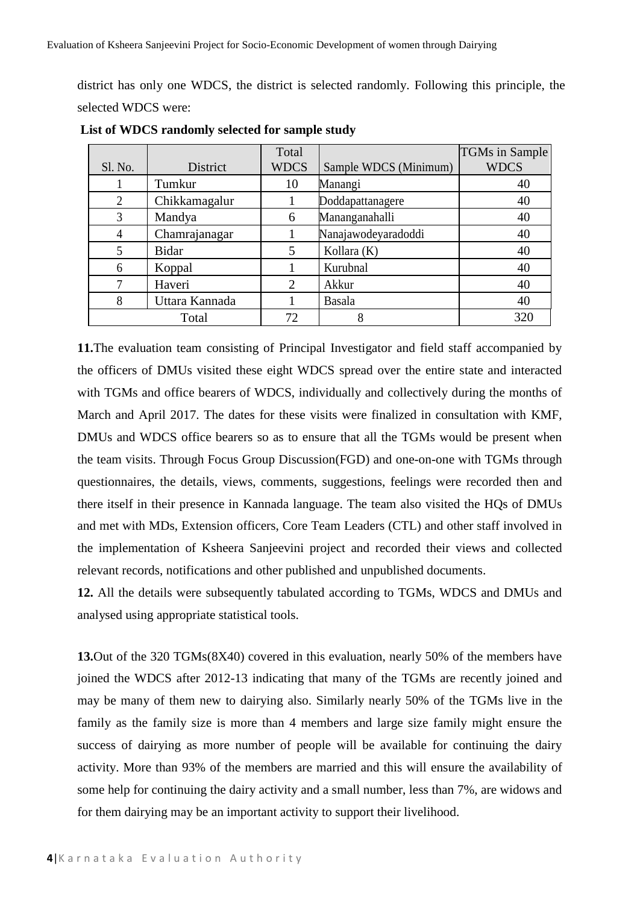district has only one WDCS, the district is selected randomly. Following this principle, the selected WDCS were:

**List of WDCS randomly selected for sample study**

| Sl. No. | District | Total WDCS | Sample WDCS (Minimum) | TGMs in Sample WDCS |
|---|---|---|---|---|
| 1 | Tumkur | 10 | Manangi | 40 |
| 2 | Chikkamagalur | 1 | Doddapattanagere | 40 |
| 3 | Mandya | 6 | Mananganahalli | 40 |
| 4 | Chamrajanagar | 1 | Nanajawodeyaradoddi | 40 |
| 5 | Bidar | 5 | Kollara (K) | 40 |
| 6 | Koppal | 1 | Kurubnal | 40 |
| 7 | Haveri | 2 | Akkur | 40 |
| 8 | Uttara Kannada | 1 | Basala | 40 |
| Total | | 72 | 8 | 320 |

**11.**The evaluation team consisting of Principal Investigator and field staff accompanied by the officers of DMUs visited these eight WDCS spread over the entire state and interacted with TGMs and office bearers of WDCS, individually and collectively during the months of March and April 2017. The dates for these visits were finalized in consultation with KMF, DMUs and WDCS office bearers so as to ensure that all the TGMs would be present when the team visits. Through Focus Group Discussion(FGD) and one-on-one with TGMs through questionnaires, the details, views, comments, suggestions, feelings were recorded then and there itself in their presence in Kannada language. The team also visited the HQs of DMUs and met with MDs, Extension officers, Core Team Leaders (CTL) and other staff involved in the implementation of Ksheera Sanjeevini project and recorded their views and collected relevant records, notifications and other published and unpublished documents.

**12.** All the details were subsequently tabulated according to TGMs, WDCS and DMUs and analysed using appropriate statistical tools.

**13.**Out of the 320 TGMs(8X40) covered in this evaluation, nearly 50% of the members have joined the WDCS after 2012-13 indicating that many of the TGMs are recently joined and may be many of them new to dairying also. Similarly nearly 50% of the TGMs live in the family as the family size is more than 4 members and large size family might ensure the success of dairying as more number of people will be available for continuing the dairy activity. More than 93% of the members are married and this will ensure the availability of some help for continuing the dairy activity and a small number, less than 7%, are widows and for them dairying may be an important activity to support their livelihood.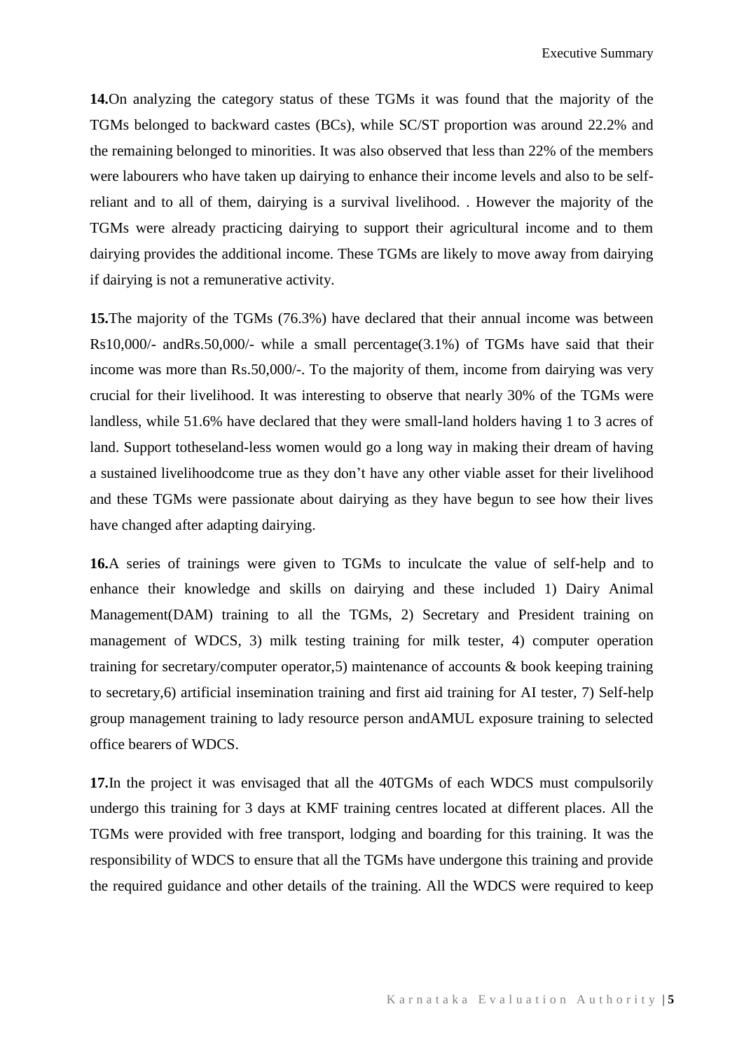**14.**On analyzing the category status of these TGMs it was found that the majority of the TGMs belonged to backward castes (BCs), while SC/ST proportion was around 22.2% and the remaining belonged to minorities. It was also observed that less than 22% of the members were labourers who have taken up dairying to enhance their income levels and also to be self-reliant and to all of them, dairying is a survival livelihood. . However the majority of the TGMs were already practicing dairying to support their agricultural income and to them dairying provides the additional income. These TGMs are likely to move away from dairying if dairying is not a remunerative activity.

**15.**The majority of the TGMs (76.3%) have declared that their annual income was between Rs10,000/- andRs.50,000/- while a small percentage(3.1%) of TGMs have said that their income was more than Rs.50,000/-. To the majority of them, income from dairying was very crucial for their livelihood. It was interesting to observe that nearly 30% of the TGMs were landless, while 51.6% have declared that they were small-land holders having 1 to 3 acres of land. Support totheseland-less women would go a long way in making their dream of having a sustained livelihoodcome true as they don't have any other viable asset for their livelihood and these TGMs were passionate about dairying as they have begun to see how their lives have changed after adapting dairying.

**16.**A series of trainings were given to TGMs to inculcate the value of self-help and to enhance their knowledge and skills on dairying and these included 1) Dairy Animal Management(DAM) training to all the TGMs, 2) Secretary and President training on management of WDCS, 3) milk testing training for milk tester, 4) computer operation training for secretary/computer operator,5) maintenance of accounts & book keeping training to secretary,6) artificial insemination training and first aid training for AI tester, 7) Self-help group management training to lady resource person andAMUL exposure training to selected office bearers of WDCS.

**17.**In the project it was envisaged that all the 40TGMs of each WDCS must compulsorily undergo this training for 3 days at KMF training centres located at different places. All the TGMs were provided with free transport, lodging and boarding for this training. It was the responsibility of WDCS to ensure that all the TGMs have undergone this training and provide the required guidance and other details of the training. All the WDCS were required to keep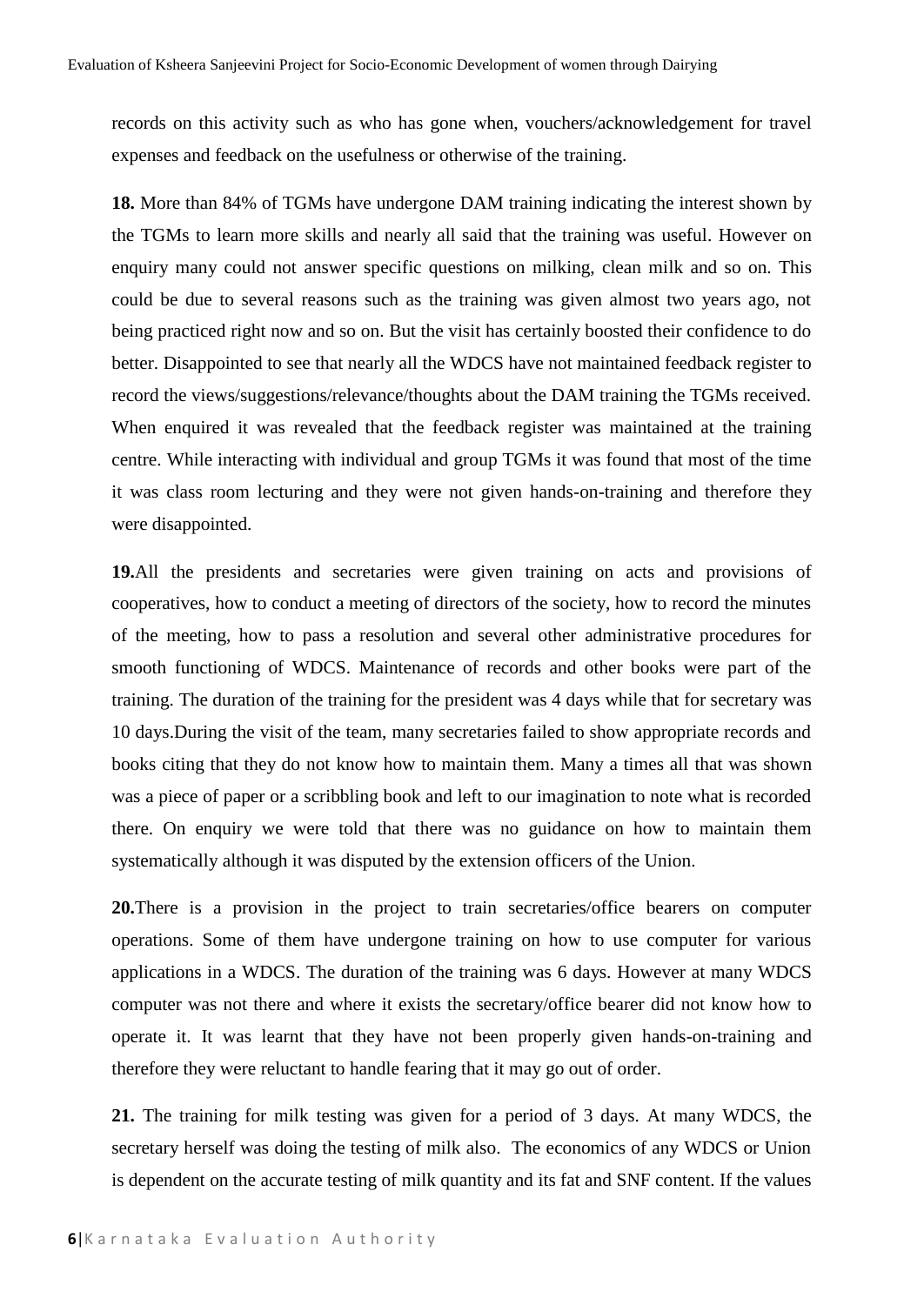records on this activity such as who has gone when, vouchers/acknowledgement for travel expenses and feedback on the usefulness or otherwise of the training.

**18.** More than 84% of TGMs have undergone DAM training indicating the interest shown by the TGMs to learn more skills and nearly all said that the training was useful. However on enquiry many could not answer specific questions on milking, clean milk and so on. This could be due to several reasons such as the training was given almost two years ago, not being practiced right now and so on. But the visit has certainly boosted their confidence to do better. Disappointed to see that nearly all the WDCS have not maintained feedback register to record the views/suggestions/relevance/thoughts about the DAM training the TGMs received. When enquired it was revealed that the feedback register was maintained at the training centre. While interacting with individual and group TGMs it was found that most of the time it was class room lecturing and they were not given hands-on-training and therefore they were disappointed.

**19.**All the presidents and secretaries were given training on acts and provisions of cooperatives, how to conduct a meeting of directors of the society, how to record the minutes of the meeting, how to pass a resolution and several other administrative procedures for smooth functioning of WDCS. Maintenance of records and other books were part of the training. The duration of the training for the president was 4 days while that for secretary was 10 days.During the visit of the team, many secretaries failed to show appropriate records and books citing that they do not know how to maintain them. Many a times all that was shown was a piece of paper or a scribbling book and left to our imagination to note what is recorded there. On enquiry we were told that there was no guidance on how to maintain them systematically although it was disputed by the extension officers of the Union.

**20.**There is a provision in the project to train secretaries/office bearers on computer operations. Some of them have undergone training on how to use computer for various applications in a WDCS. The duration of the training was 6 days. However at many WDCS computer was not there and where it exists the secretary/office bearer did not know how to operate it. It was learnt that they have not been properly given hands-on-training and therefore they were reluctant to handle fearing that it may go out of order.

**21.** The training for milk testing was given for a period of 3 days. At many WDCS, the secretary herself was doing the testing of milk also. The economics of any WDCS or Union is dependent on the accurate testing of milk quantity and its fat and SNF content. If the values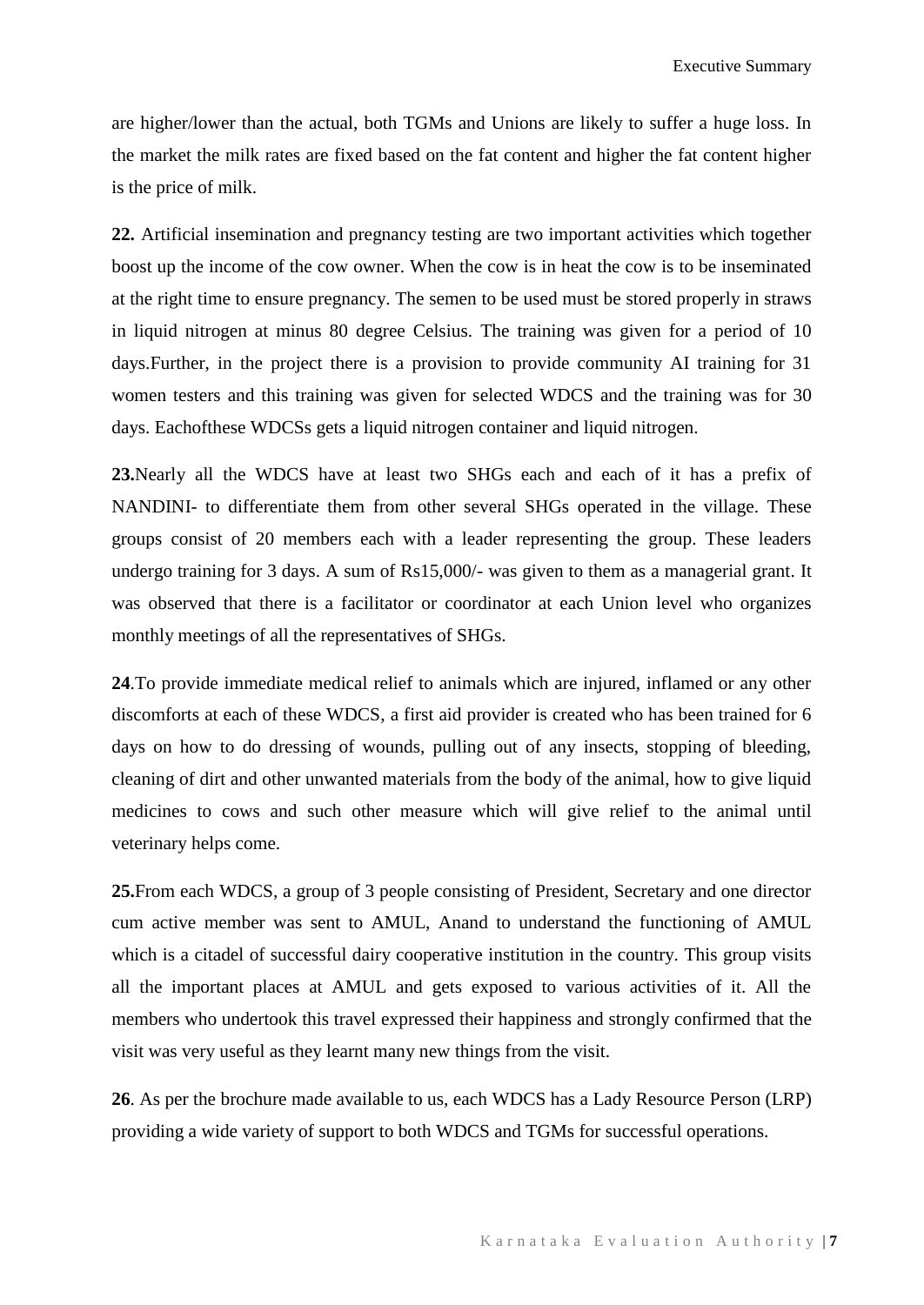are higher/lower than the actual, both TGMs and Unions are likely to suffer a huge loss. In the market the milk rates are fixed based on the fat content and higher the fat content higher is the price of milk.

**22.** Artificial insemination and pregnancy testing are two important activities which together boost up the income of the cow owner. When the cow is in heat the cow is to be inseminated at the right time to ensure pregnancy. The semen to be used must be stored properly in straws in liquid nitrogen at minus 80 degree Celsius. The training was given for a period of 10 days.Further, in the project there is a provision to provide community AI training for 31 women testers and this training was given for selected WDCS and the training was for 30 days. Eachofthese WDCSs gets a liquid nitrogen container and liquid nitrogen.

**23.**Nearly all the WDCS have at least two SHGs each and each of it has a prefix of NANDINI- to differentiate them from other several SHGs operated in the village. These groups consist of 20 members each with a leader representing the group. These leaders undergo training for 3 days. A sum of Rs15,000/- was given to them as a managerial grant. It was observed that there is a facilitator or coordinator at each Union level who organizes monthly meetings of all the representatives of SHGs.

**24**.To provide immediate medical relief to animals which are injured, inflamed or any other discomforts at each of these WDCS, a first aid provider is created who has been trained for 6 days on how to do dressing of wounds, pulling out of any insects, stopping of bleeding, cleaning of dirt and other unwanted materials from the body of the animal, how to give liquid medicines to cows and such other measure which will give relief to the animal until veterinary helps come.

**25.**From each WDCS, a group of 3 people consisting of President, Secretary and one director cum active member was sent to AMUL, Anand to understand the functioning of AMUL which is a citadel of successful dairy cooperative institution in the country. This group visits all the important places at AMUL and gets exposed to various activities of it. All the members who undertook this travel expressed their happiness and strongly confirmed that the visit was very useful as they learnt many new things from the visit.

**26**. As per the brochure made available to us, each WDCS has a Lady Resource Person (LRP) providing a wide variety of support to both WDCS and TGMs for successful operations.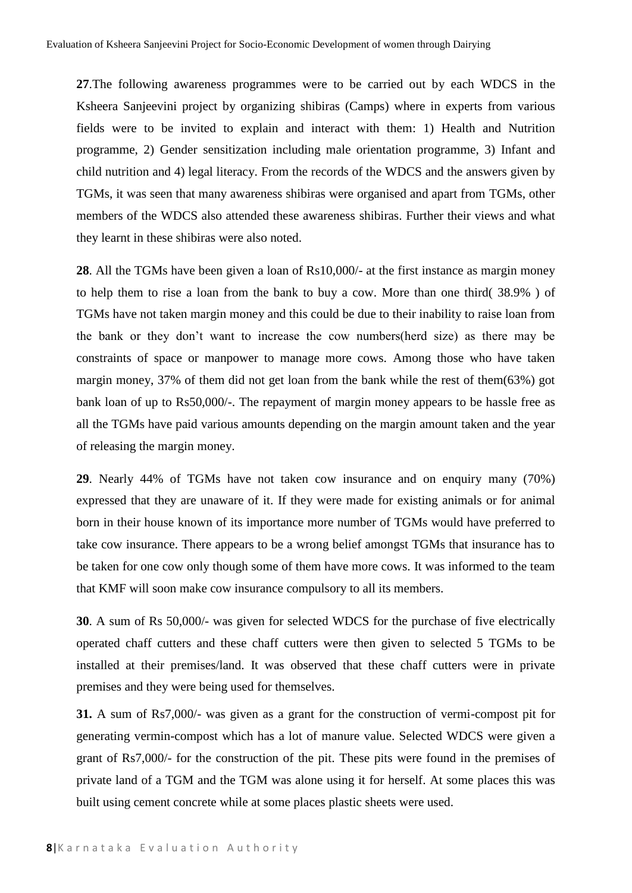**27**.The following awareness programmes were to be carried out by each WDCS in the Ksheera Sanjeevini project by organizing shibiras (Camps) where in experts from various fields were to be invited to explain and interact with them: 1) Health and Nutrition programme, 2) Gender sensitization including male orientation programme, 3) Infant and child nutrition and 4) legal literacy. From the records of the WDCS and the answers given by TGMs, it was seen that many awareness shibiras were organised and apart from TGMs, other members of the WDCS also attended these awareness shibiras. Further their views and what they learnt in these shibiras were also noted.

**28**. All the TGMs have been given a loan of Rs10,000/- at the first instance as margin money to help them to rise a loan from the bank to buy a cow. More than one third( 38.9% ) of TGMs have not taken margin money and this could be due to their inability to raise loan from the bank or they don't want to increase the cow numbers(herd size) as there may be constraints of space or manpower to manage more cows. Among those who have taken margin money, 37% of them did not get loan from the bank while the rest of them(63%) got bank loan of up to Rs50,000/-. The repayment of margin money appears to be hassle free as all the TGMs have paid various amounts depending on the margin amount taken and the year of releasing the margin money.

**29**. Nearly 44% of TGMs have not taken cow insurance and on enquiry many (70%) expressed that they are unaware of it. If they were made for existing animals or for animal born in their house known of its importance more number of TGMs would have preferred to take cow insurance. There appears to be a wrong belief amongst TGMs that insurance has to be taken for one cow only though some of them have more cows. It was informed to the team that KMF will soon make cow insurance compulsory to all its members.

**30**. A sum of Rs 50,000/- was given for selected WDCS for the purchase of five electrically operated chaff cutters and these chaff cutters were then given to selected 5 TGMs to be installed at their premises/land. It was observed that these chaff cutters were in private premises and they were being used for themselves.

**31.** A sum of Rs7,000/- was given as a grant for the construction of vermi-compost pit for generating vermin-compost which has a lot of manure value. Selected WDCS were given a grant of Rs7,000/- for the construction of the pit. These pits were found in the premises of private land of a TGM and the TGM was alone using it for herself. At some places this was built using cement concrete while at some places plastic sheets were used.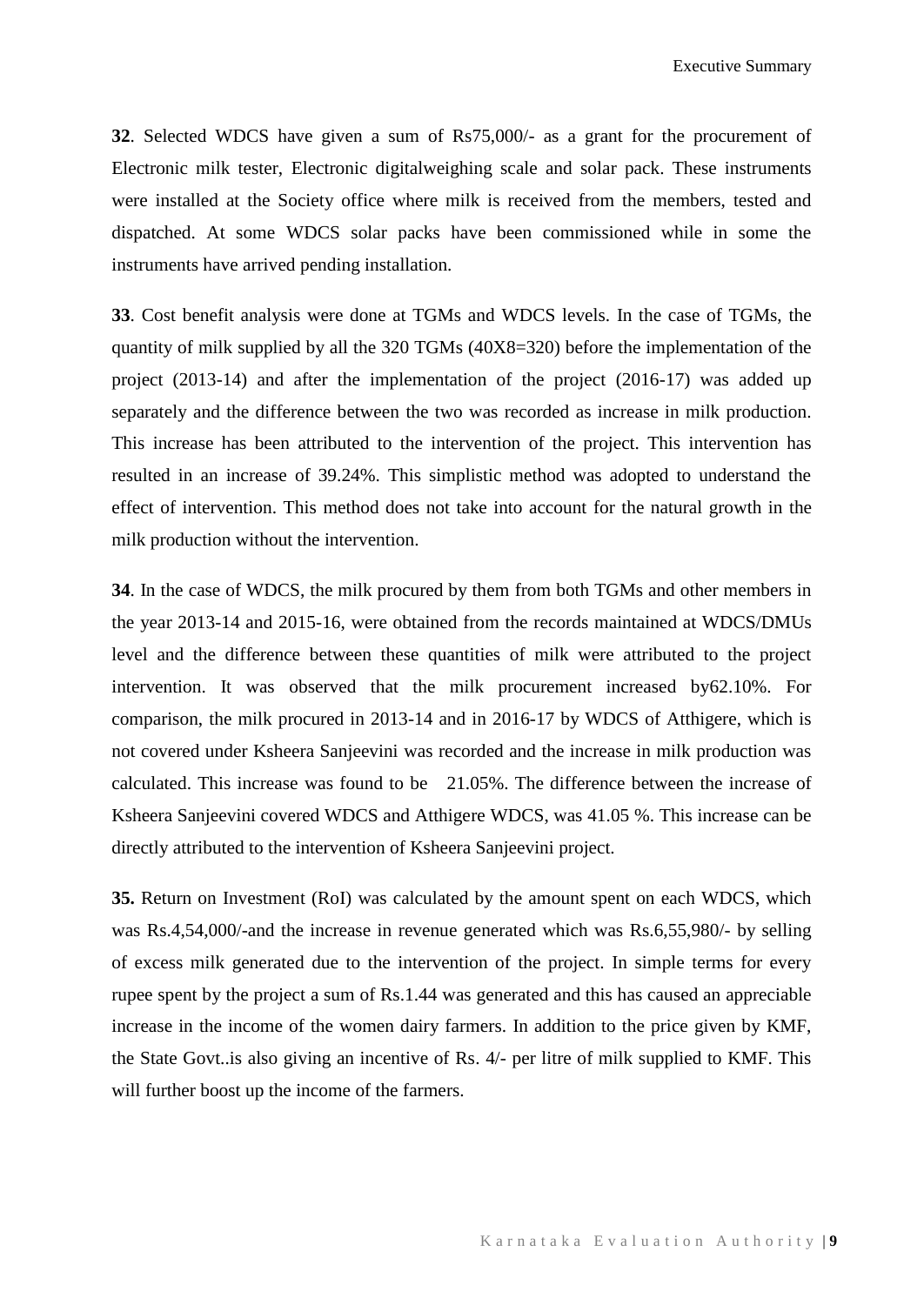**32**. Selected WDCS have given a sum of Rs75,000/- as a grant for the procurement of Electronic milk tester, Electronic digitalweighing scale and solar pack. These instruments were installed at the Society office where milk is received from the members, tested and dispatched. At some WDCS solar packs have been commissioned while in some the instruments have arrived pending installation.

**33**. Cost benefit analysis were done at TGMs and WDCS levels. In the case of TGMs, the quantity of milk supplied by all the 320 TGMs (40X8=320) before the implementation of the project (2013-14) and after the implementation of the project (2016-17) was added up separately and the difference between the two was recorded as increase in milk production. This increase has been attributed to the intervention of the project. This intervention has resulted in an increase of 39.24%. This simplistic method was adopted to understand the effect of intervention. This method does not take into account for the natural growth in the milk production without the intervention.

**34**. In the case of WDCS, the milk procured by them from both TGMs and other members in the year 2013-14 and 2015-16, were obtained from the records maintained at WDCS/DMUs level and the difference between these quantities of milk were attributed to the project intervention. It was observed that the milk procurement increased by62.10%. For comparison, the milk procured in 2013-14 and in 2016-17 by WDCS of Atthigere, which is not covered under Ksheera Sanjeevini was recorded and the increase in milk production was calculated. This increase was found to be 21.05%. The difference between the increase of Ksheera Sanjeevini covered WDCS and Atthigere WDCS, was 41.05 %. This increase can be directly attributed to the intervention of Ksheera Sanjeevini project.

**35.** Return on Investment (RoI) was calculated by the amount spent on each WDCS, which was Rs.4,54,000/-and the increase in revenue generated which was Rs.6,55,980/- by selling of excess milk generated due to the intervention of the project. In simple terms for every rupee spent by the project a sum of Rs.1.44 was generated and this has caused an appreciable increase in the income of the women dairy farmers. In addition to the price given by KMF, the State Govt..is also giving an incentive of Rs. 4/- per litre of milk supplied to KMF. This will further boost up the income of the farmers.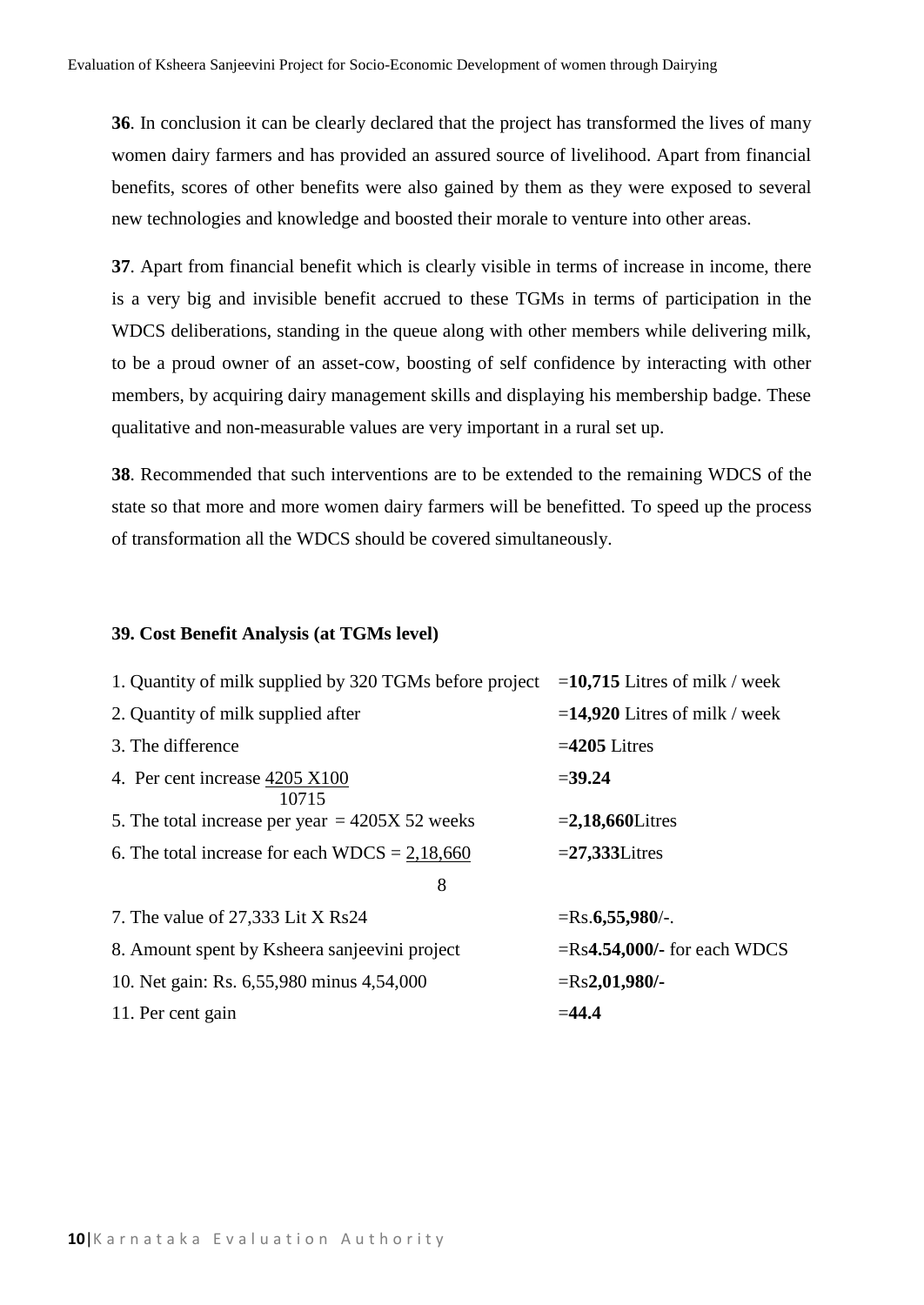**36**. In conclusion it can be clearly declared that the project has transformed the lives of many women dairy farmers and has provided an assured source of livelihood. Apart from financial benefits, scores of other benefits were also gained by them as they were exposed to several new technologies and knowledge and boosted their morale to venture into other areas.

**37**. Apart from financial benefit which is clearly visible in terms of increase in income, there is a very big and invisible benefit accrued to these TGMs in terms of participation in the WDCS deliberations, standing in the queue along with other members while delivering milk, to be a proud owner of an asset-cow, boosting of self confidence by interacting with other members, by acquiring dairy management skills and displaying his membership badge. These qualitative and non-measurable values are very important in a rural set up.

**38**. Recommended that such interventions are to be extended to the remaining WDCS of the state so that more and more women dairy farmers will be benefitted. To speed up the process of transformation all the WDCS should be covered simultaneously.

**39. Cost Benefit Analysis (at TGMs level)**

| | |
|---|---|
| 1. Quantity of milk supplied by 320 TGMs before project | =**10,715** Litres of milk / week |
| 2. Quantity of milk supplied after | =**14,920** Litres of milk / week |
| 3. The difference | =**4205** Litres |
| 4. Per cent increase $\frac{4205 \times 100}{10715}$ | =**39.24** |
| 5. The total increase per year = 4205X 52 weeks | =**2,18,660**Litres |
| 6. The total increase for each WDCS = $\frac{2,18,660}{8}$ | =**27,333**Litres |
| 7. The value of 27,333 Lit X Rs24 | =Rs.**6,55,980**/-. |
| 8. Amount spent by Ksheera sanjeevini project | =Rs**4.54,000/-** for each WDCS |
| 10. Net gain: Rs. 6,55,980 minus 4,54,000 | =Rs**2,01,980/-** |
| 11. Per cent gain | =**44.4** |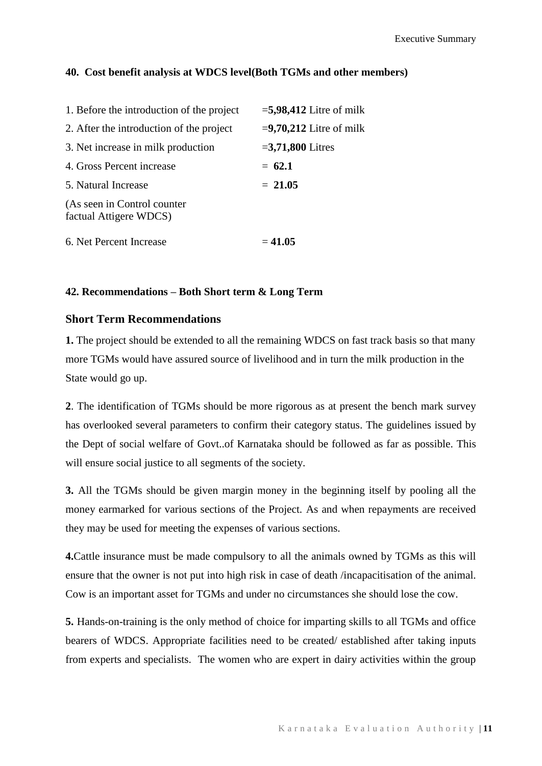**40. Cost benefit analysis at WDCS level(Both TGMs and other members)**

| | |
|---|---|
| 1. Before the introduction of the project | =**5,98,412** Litre of milk |
| 2. After the introduction of the project | =**9,70,212** Litre of milk |
| 3. Net increase in milk production | =**3,71,800** Litres |
| 4. Gross Percent increase | = **62.1** |
| 5. Natural Increase | = **21.05** |
| (As seen in Control counter factual Attigere WDCS) | |
| 6. Net Percent Increase | = **41.05** |

**42. Recommendations – Both Short term & Long Term**

## Short Term Recommendations

**1.** The project should be extended to all the remaining WDCS on fast track basis so that many more TGMs would have assured source of livelihood and in turn the milk production in the State would go up.

**2**. The identification of TGMs should be more rigorous as at present the bench mark survey has overlooked several parameters to confirm their category status. The guidelines issued by the Dept of social welfare of Govt..of Karnataka should be followed as far as possible. This will ensure social justice to all segments of the society.

**3.** All the TGMs should be given margin money in the beginning itself by pooling all the money earmarked for various sections of the Project. As and when repayments are received they may be used for meeting the expenses of various sections.

**4.**Cattle insurance must be made compulsory to all the animals owned by TGMs as this will ensure that the owner is not put into high risk in case of death /incapacitisation of the animal. Cow is an important asset for TGMs and under no circumstances she should lose the cow.

**5.** Hands-on-training is the only method of choice for imparting skills to all TGMs and office bearers of WDCS. Appropriate facilities need to be created/ established after taking inputs from experts and specialists. The women who are expert in dairy activities within the group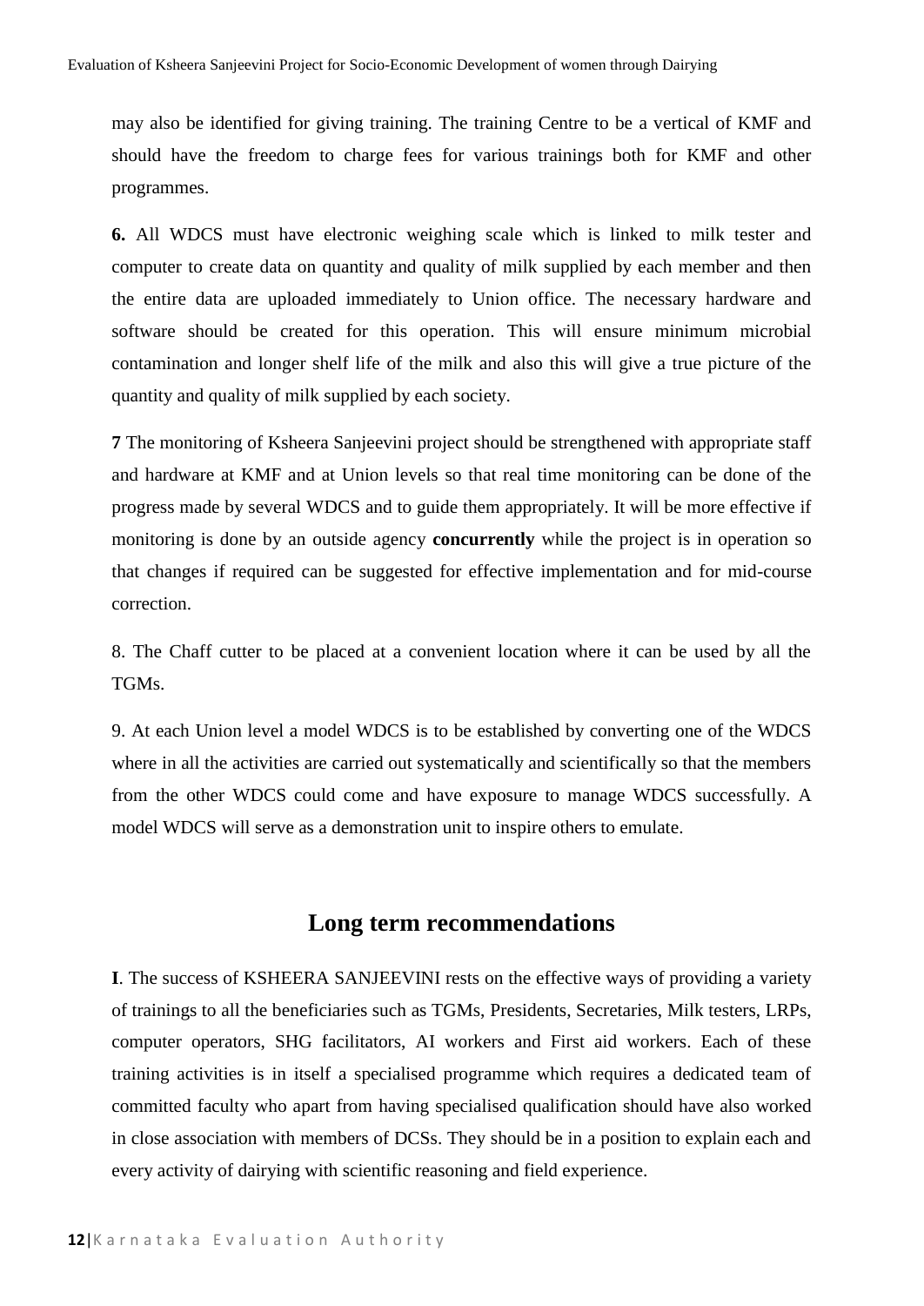may also be identified for giving training. The training Centre to be a vertical of KMF and should have the freedom to charge fees for various trainings both for KMF and other programmes.

**6.** All WDCS must have electronic weighing scale which is linked to milk tester and computer to create data on quantity and quality of milk supplied by each member and then the entire data are uploaded immediately to Union office. The necessary hardware and software should be created for this operation. This will ensure minimum microbial contamination and longer shelf life of the milk and also this will give a true picture of the quantity and quality of milk supplied by each society.

**7** The monitoring of Ksheera Sanjeevini project should be strengthened with appropriate staff and hardware at KMF and at Union levels so that real time monitoring can be done of the progress made by several WDCS and to guide them appropriately. It will be more effective if monitoring is done by an outside agency **concurrently** while the project is in operation so that changes if required can be suggested for effective implementation and for mid-course correction.

8. The Chaff cutter to be placed at a convenient location where it can be used by all the TGMs.

9. At each Union level a model WDCS is to be established by converting one of the WDCS where in all the activities are carried out systematically and scientifically so that the members from the other WDCS could come and have exposure to manage WDCS successfully. A model WDCS will serve as a demonstration unit to inspire others to emulate.

## Long term recommendations

**I**. The success of KSHEERA SANJEEVINI rests on the effective ways of providing a variety of trainings to all the beneficiaries such as TGMs, Presidents, Secretaries, Milk testers, LRPs, computer operators, SHG facilitators, AI workers and First aid workers. Each of these training activities is in itself a specialised programme which requires a dedicated team of committed faculty who apart from having specialised qualification should have also worked in close association with members of DCSs. They should be in a position to explain each and every activity of dairying with scientific reasoning and field experience.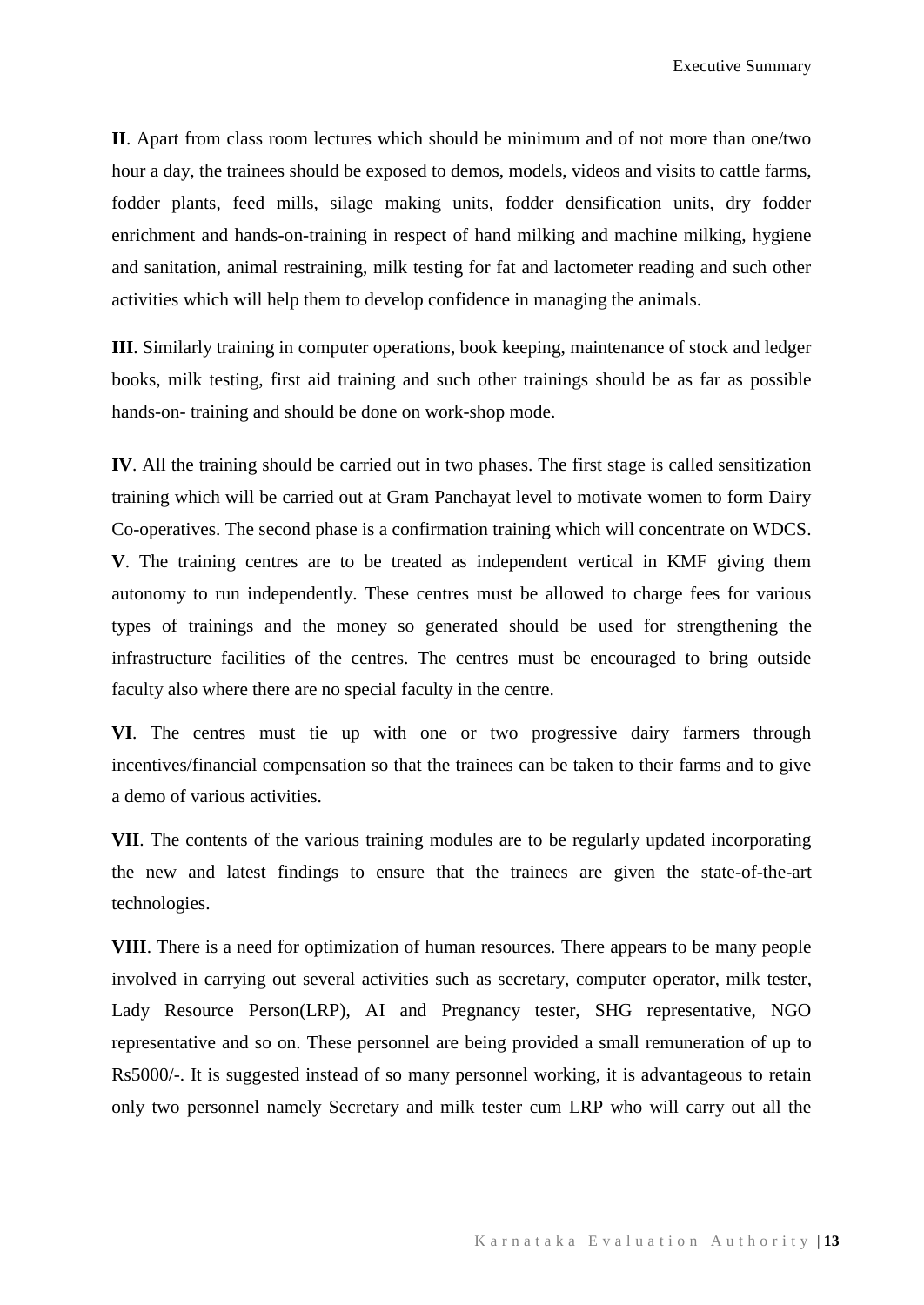**II**. Apart from class room lectures which should be minimum and of not more than one/two hour a day, the trainees should be exposed to demos, models, videos and visits to cattle farms, fodder plants, feed mills, silage making units, fodder densification units, dry fodder enrichment and hands-on-training in respect of hand milking and machine milking, hygiene and sanitation, animal restraining, milk testing for fat and lactometer reading and such other activities which will help them to develop confidence in managing the animals.

**III**. Similarly training in computer operations, book keeping, maintenance of stock and ledger books, milk testing, first aid training and such other trainings should be as far as possible hands-on- training and should be done on work-shop mode.

**IV**. All the training should be carried out in two phases. The first stage is called sensitization training which will be carried out at Gram Panchayat level to motivate women to form Dairy Co-operatives. The second phase is a confirmation training which will concentrate on WDCS.

**V**. The training centres are to be treated as independent vertical in KMF giving them autonomy to run independently. These centres must be allowed to charge fees for various types of trainings and the money so generated should be used for strengthening the infrastructure facilities of the centres. The centres must be encouraged to bring outside faculty also where there are no special faculty in the centre.

**VI**. The centres must tie up with one or two progressive dairy farmers through incentives/financial compensation so that the trainees can be taken to their farms and to give a demo of various activities.

**VII**. The contents of the various training modules are to be regularly updated incorporating the new and latest findings to ensure that the trainees are given the state-of-the-art technologies.

**VIII**. There is a need for optimization of human resources. There appears to be many people involved in carrying out several activities such as secretary, computer operator, milk tester, Lady Resource Person(LRP), AI and Pregnancy tester, SHG representative, NGO representative and so on. These personnel are being provided a small remuneration of up to Rs5000/-. It is suggested instead of so many personnel working, it is advantageous to retain only two personnel namely Secretary and milk tester cum LRP who will carry out all the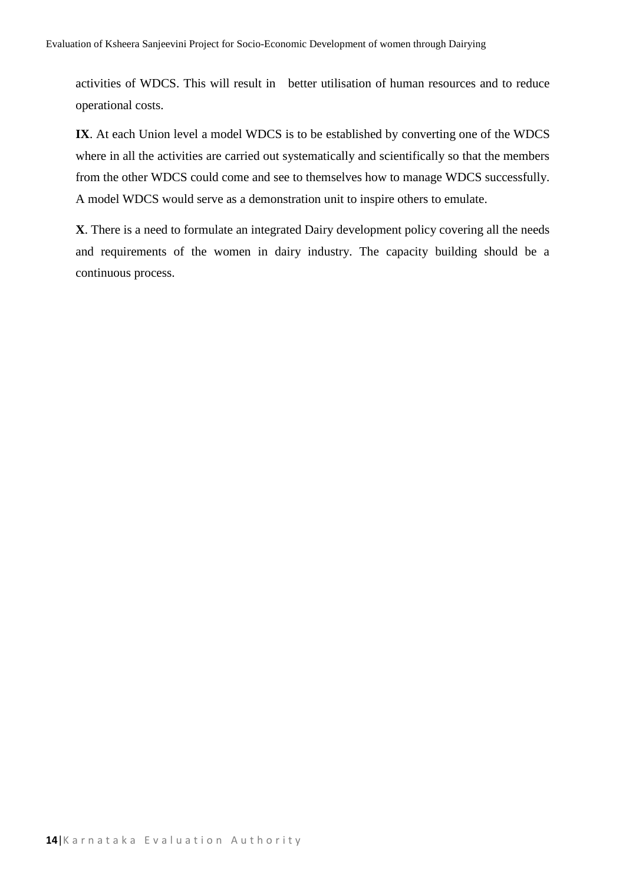activities of WDCS. This will result in better utilisation of human resources and to reduce operational costs.

**IX**. At each Union level a model WDCS is to be established by converting one of the WDCS where in all the activities are carried out systematically and scientifically so that the members from the other WDCS could come and see to themselves how to manage WDCS successfully. A model WDCS would serve as a demonstration unit to inspire others to emulate.

**X**. There is a need to formulate an integrated Dairy development policy covering all the needs and requirements of the women in dairy industry. The capacity building should be a continuous process.